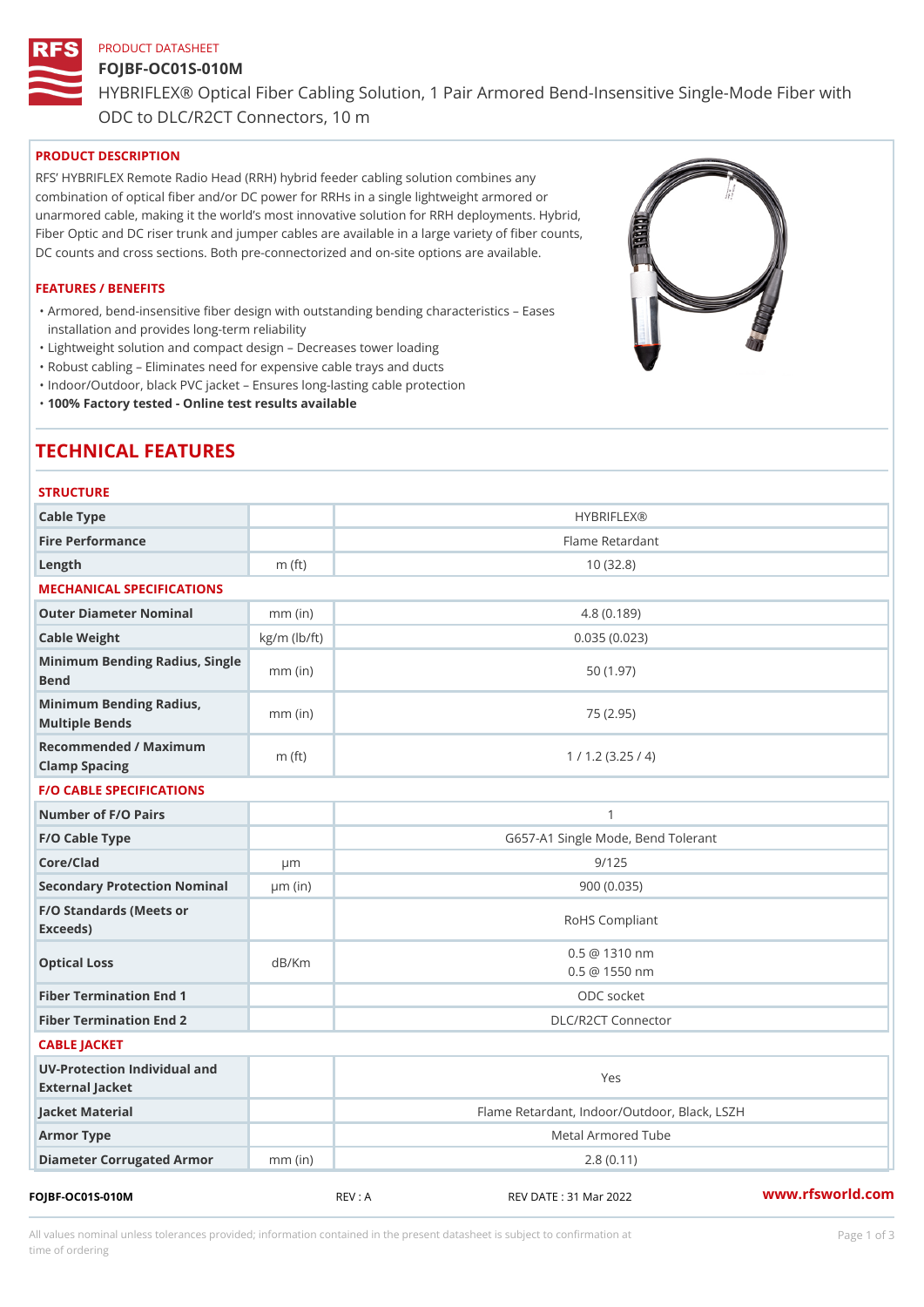PRODUCT DATASHEET

# FOJBF-OC01S-010M

HYBRIFLEX® Optical Fiber Cabling Solution, 1 Pair Armored Bend-Insensitive Single-Mode Fiber with ODC to DLC/R2CT Connectors, 10 m

## PRODUCT DESCRIPTION

RFS' HYBRIFLEX Remote Radio Head (RRH) hybrid feeder cabling solution combines any combination of optical fiber and/or DC power for RRHs in a single lightweight armored or unarmored cable, making it the world's most innovative solution for RRH deployments. Hybrid, Fiber Optic and DC riser trunk and jumper cables are available in a large variety of fiber counts, DC counts and cross sections. Both pre-connectorized and on-site options are available.

## FEATURES / BENEFITS

- Armored, bend-insensitive fiber design with outstanding bending characteristics – Eases installation and provides long-term reliability
- Lightweight solution and compact design – Decreases tower loading
- Robust cabling – Eliminates need for expensive cable trays and ducts
- Indoor/Outdoor, black PVC jacket – Ensures long-lasting cable protection
- **100% Factory tested - Online test results available**

# TECHNICAL FEATURES

## STRUCTURE

| | | |
|---|---|---|
| Cable Type | | HYBRIFLEX® |
| Fire Performance | | Flame Retardant |
| Length | m (ft) | 10 (32.8) |

## MECHANICAL SPECIFICATIONS

| | | |
|---|---|---|
| Outer Diameter Nominal | mm (in) | 4.8 (0.189) |
| Cable Weight | kg/m (lb/ft) | 0.035 (0.023) |
| Minimum Bending Radius, Single Bend | mm (in) | 50 (1.97) |
| Minimum Bending Radius, Multiple Bends | mm (in) | 75 (2.95) |
| Recommended / Maximum Clamp Spacing | m (ft) | 1 / 1.2 (3.25 / 4) |

## F/O CABLE SPECIFICATIONS

| | | |
|---|---|---|
| Number of F/O Pairs | | 1 |
| F/O Cable Type | | G657-A1 Single Mode, Bend Tolerant |
| Core/Clad | μm | 9/125 |
| Secondary Protection Nominal | μm (in) | 900 (0.035) |
| F/O Standards (Meets or Exceeds) | | RoHS Compliant |
| Optical Loss | dB/Km | 0.5 @ 1310 nm<br>0.5 @ 1550 nm |
| Fiber Termination End 1 | | ODC socket |
| Fiber Termination End 2 | | DLC/R2CT Connector |

## CABLE JACKET

| | | |
|---|---|---|
| UV-Protection Individual and External Jacket | | Yes |
| Jacket Material | | Flame Retardant, Indoor/Outdoor, Black, LSZH |
| Armor Type | | Metal Armored Tube |
| Diameter Corrugated Armor | mm (in) | 2.8 (0.11) |

FOJBF-OC01S-010M REV : A REV DATE : 31 Mar 2022 www.rfsworld.com

All values nominal unless tolerances provided; information contained in the present datasheet is subject to confirmation at time of ordering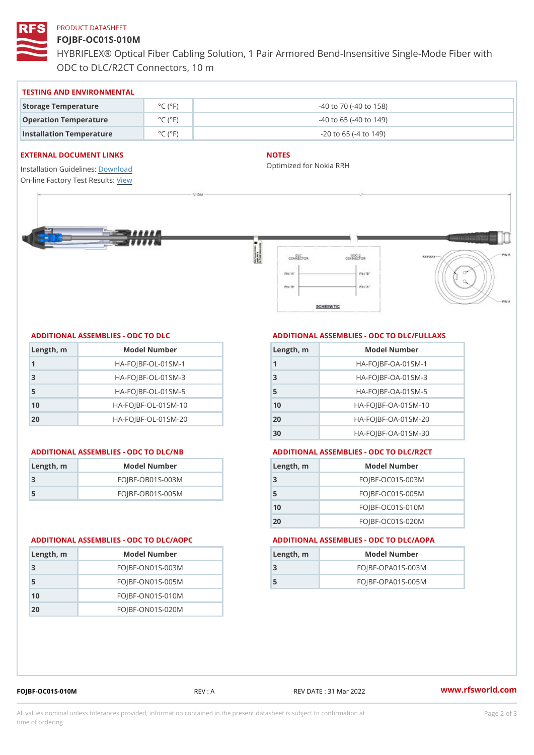PRODUCT DATASHEET

# FOJBF-OC01S-010M

HYBRIFLEX® Optical Fiber Cabling Solution, 1 Pair Armored Bend-Insensitive Single-Mode Fiber with ODC to DLC/R2CT Connectors, 10 m

## TESTING AND ENVIRONMENTAL

| | | |
|---|---|---|
| Storage Temperature | °C (°F) | -40 to 70 (-40 to 158) |
| Operation Temperature | °C (°F) | -40 to 65 (-40 to 149) |
| Installation Temperature | °C (°F) | -20 to 65 (-4 to 149) |

## EXTERNAL DOCUMENT LINKS

Installation Guidelines: Download
On-line Factory Test Results: View

## NOTES

Optimized for Nokia RRH

## ADDITIONAL ASSEMBLIES - ODC TO DLC

| Length, m | Model Number |
|---|---|
| 1 | HA-FOJBF-OL-01SM-1 |
| 3 | HA-FOJBF-OL-01SM-3 |
| 5 | HA-FOJBF-OL-01SM-5 |
| 10 | HA-FOJBF-OL-01SM-10 |
| 20 | HA-FOJBF-OL-01SM-20 |

## ADDITIONAL ASSEMBLIES - ODC TO DLC/FULLAXS

| Length, m | Model Number |
|---|---|
| 1 | HA-FOJBF-OA-01SM-1 |
| 3 | HA-FOJBF-OA-01SM-3 |
| 5 | HA-FOJBF-OA-01SM-5 |
| 10 | HA-FOJBF-OA-01SM-10 |
| 20 | HA-FOJBF-OA-01SM-20 |
| 30 | HA-FOJBF-OA-01SM-30 |

## ADDITIONAL ASSEMBLIES - ODC TO DLC/NB

| Length, m | Model Number |
|---|---|
| 3 | FOJBF-OB01S-003M |
| 5 | FOJBF-OB01S-005M |

## ADDITIONAL ASSEMBLIES - ODC TO DLC/R2CT

| Length, m | Model Number |
|---|---|
| 3 | FOJBF-OC01S-003M |
| 5 | FOJBF-OC01S-005M |
| 10 | FOJBF-OC01S-010M |
| 20 | FOJBF-OC01S-020M |

## ADDITIONAL ASSEMBLIES - ODC TO DLC/AOPC

| Length, m | Model Number |
|---|---|
| 3 | FOJBF-ON01S-003M |
| 5 | FOJBF-ON01S-005M |
| 10 | FOJBF-ON01S-010M |
| 20 | FOJBF-ON01S-020M |

## ADDITIONAL ASSEMBLIES - ODC TO DLC/AOPA

| Length, m | Model Number |
|---|---|
| 3 | FOJBF-OPA01S-003M |
| 5 | FOJBF-OPA01S-005M |

FOJBF-OC01S-010M REV : A REV DATE : 31 Mar 2022 www.rfsworld.com

All values nominal unless tolerances provided; information contained in the present datasheet is subject to confirmation at time of ordering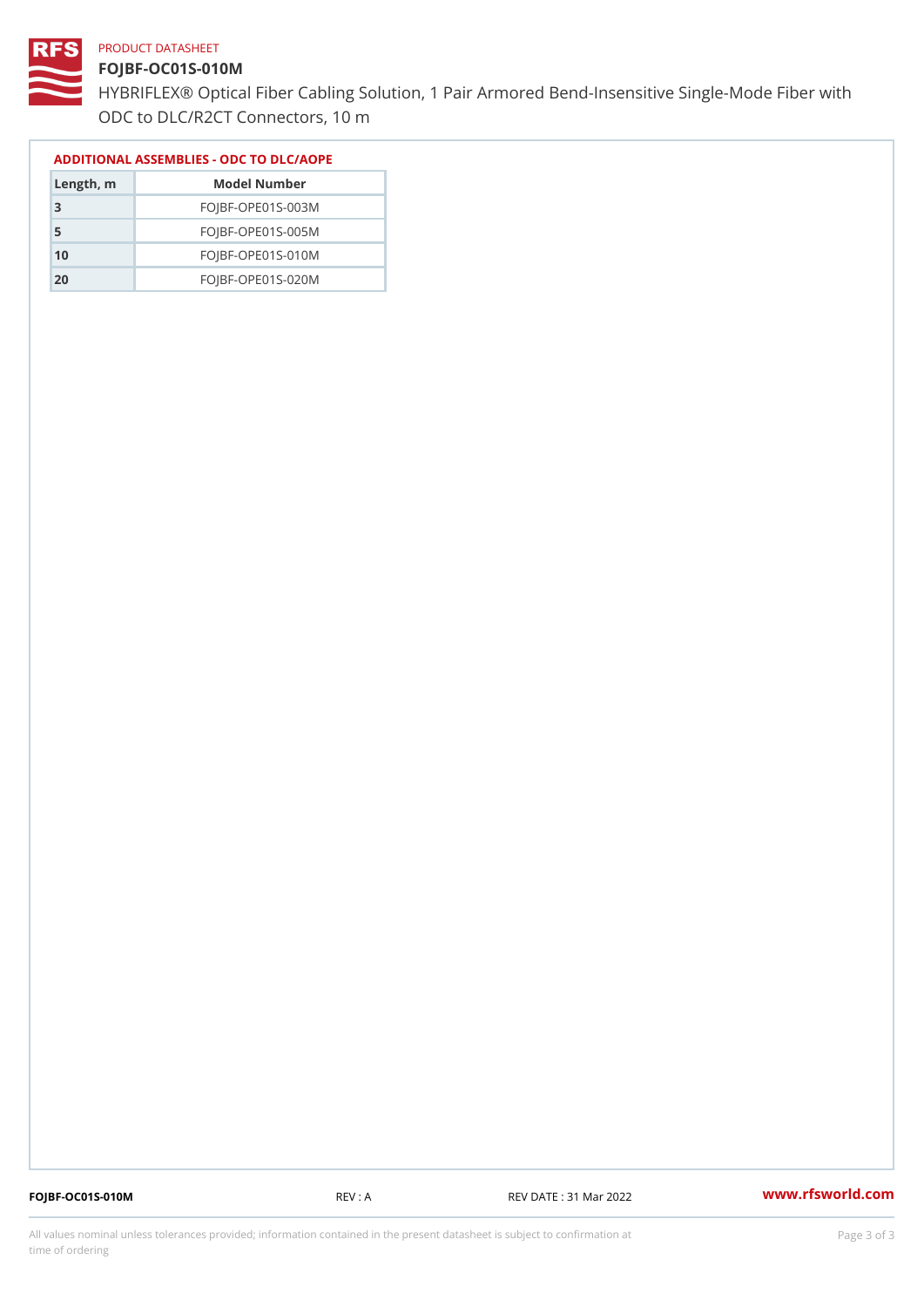PRODUCT DATASHEET

# FOJBF-OC01S-010M

HYBRIFLEX® Optical Fiber Cabling Solution, 1 Pair Armored Bend-Insensitive Single-Mode Fiber with ODC to DLC/R2CT Connectors, 10 m

## ADDITIONAL ASSEMBLIES - ODC TO DLC/AOPE

| Length, m | Model Number |
|---|---|
| 3 | FOJBF-OPE01S-003M |
| 5 | FOJBF-OPE01S-005M |
| 10 | FOJBF-OPE01S-010M |
| 20 | FOJBF-OPE01S-020M |

FOJBF-OC01S-010M REV : A REV DATE : 31 Mar 2022 www.rfsworld.com

All values nominal unless tolerances provided; information contained in the present datasheet is subject to confirmation at time of ordering